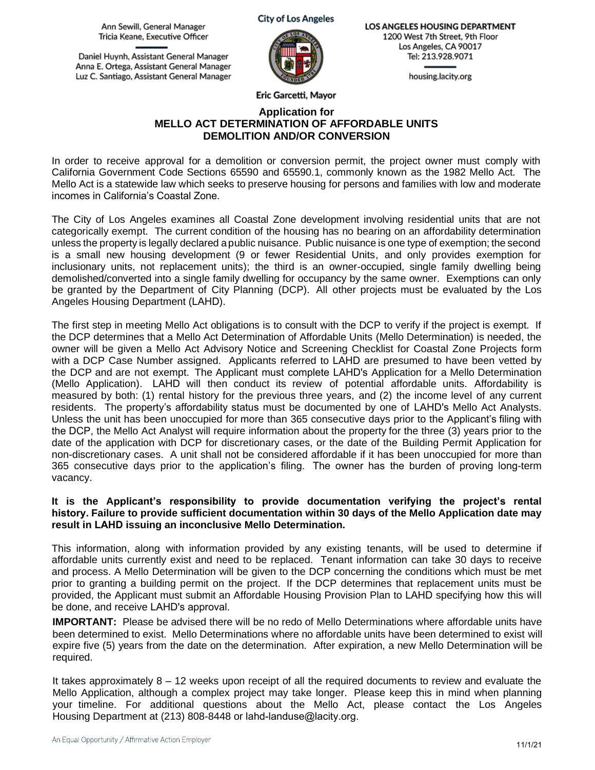Ann Sewill, General Manager
Tricia Keane, Executive Officer

Daniel Huynh, Assistant General Manager
Anna E. Ortega, Assistant General Manager
Luz C. Santiago, Assistant General Manager

City of Los Angeles

Eric Garcetti, Mayor

LOS ANGELES HOUSING DEPARTMENT
1200 West 7th Street, 9th Floor
Los Angeles, CA 90017
Tel: 213.928.9071

housing.lacity.org

# Application for MELLO ACT DETERMINATION OF AFFORDABLE UNITS DEMOLITION AND/OR CONVERSION

In order to receive approval for a demolition or conversion permit, the project owner must comply with California Government Code Sections 65590 and 65590.1, commonly known as the 1982 Mello Act. The Mello Act is a statewide law which seeks to preserve housing for persons and families with low and moderate incomes in California's Coastal Zone.

The City of Los Angeles examines all Coastal Zone development involving residential units that are not categorically exempt. The current condition of the housing has no bearing on an affordability determination unless the property is legally declared a public nuisance. Public nuisance is one type of exemption; the second is a small new housing development (9 or fewer Residential Units, and only provides exemption for inclusionary units, not replacement units); the third is an owner-occupied, single family dwelling being demolished/converted into a single family dwelling for occupancy by the same owner. Exemptions can only be granted by the Department of City Planning (DCP). All other projects must be evaluated by the Los Angeles Housing Department (LAHD).

The first step in meeting Mello Act obligations is to consult with the DCP to verify if the project is exempt. If the DCP determines that a Mello Act Determination of Affordable Units (Mello Determination) is needed, the owner will be given a Mello Act Advisory Notice and Screening Checklist for Coastal Zone Projects form with a DCP Case Number assigned. Applicants referred to LAHD are presumed to have been vetted by the DCP and are not exempt. The Applicant must complete LAHD's Application for a Mello Determination (Mello Application). LAHD will then conduct its review of potential affordable units. Affordability is measured by both: (1) rental history for the previous three years, and (2) the income level of any current residents. The property's affordability status must be documented by one of LAHD's Mello Act Analysts. Unless the unit has been unoccupied for more than 365 consecutive days prior to the Applicant's filing with the DCP, the Mello Act Analyst will require information about the property for the three (3) years prior to the date of the application with DCP for discretionary cases, or the date of the Building Permit Application for non-discretionary cases. A unit shall not be considered affordable if it has been unoccupied for more than 365 consecutive days prior to the application's filing. The owner has the burden of proving long-term vacancy.

**It is the Applicant's responsibility to provide documentation verifying the project's rental history. Failure to provide sufficient documentation within 30 days of the Mello Application date may result in LAHD issuing an inconclusive Mello Determination.**

This information, along with information provided by any existing tenants, will be used to determine if affordable units currently exist and need to be replaced. Tenant information can take 30 days to receive and process. A Mello Determination will be given to the DCP concerning the conditions which must be met prior to granting a building permit on the project. If the DCP determines that replacement units must be provided, the Applicant must submit an Affordable Housing Provision Plan to LAHD specifying how this will be done, and receive LAHD's approval.

**IMPORTANT:** Please be advised there will be no redo of Mello Determinations where affordable units have been determined to exist. Mello Determinations where no affordable units have been determined to exist will expire five (5) years from the date on the determination. After expiration, a new Mello Determination will be required.

It takes approximately 8 – 12 weeks upon receipt of all the required documents to review and evaluate the Mello Application, although a complex project may take longer. Please keep this in mind when planning your timeline. For additional questions about the Mello Act, please contact the Los Angeles Housing Department at (213) 808-8448 or lahd-landuse@lacity.org.

An Equal Opportunity / Affirmative Action Employer

11/1/21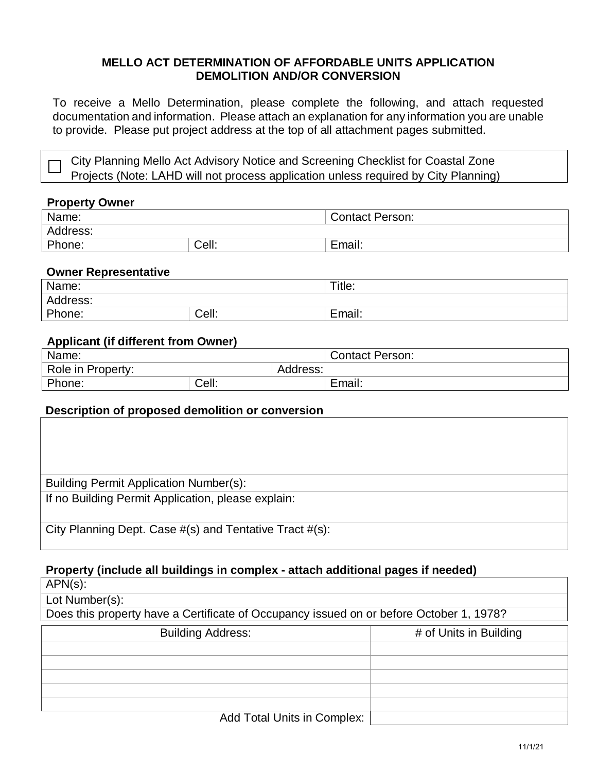**MELLO ACT DETERMINATION OF AFFORDABLE UNITS APPLICATION**
**DEMOLITION AND/OR CONVERSION**

To receive a Mello Determination, please complete the following, and attach requested documentation and information. Please attach an explanation for any information you are unable to provide. Please put project address at the top of all attachment pages submitted.

☐ City Planning Mello Act Advisory Notice and Screening Checklist for Coastal Zone Projects (Note: LAHD will not process application unless required by City Planning)

**Property Owner**

| Name: | | Contact Person: |
|---|---|---|
| Address: | | |
| Phone: | Cell: | Email: |

**Owner Representative**

| Name: | | Title: |
|---|---|---|
| Address: | | |
| Phone: | Cell: | Email: |

**Applicant (if different from Owner)**

| Name: | | Contact Person: |
|---|---|---|
| Role in Property: | Address: | |
| Phone: | Cell: | Email: |

**Description of proposed demolition or conversion**

| |
|---|
| |
| Building Permit Application Number(s): |
| If no Building Permit Application, please explain: |
| City Planning Dept. Case #(s) and Tentative Tract #(s): |

**Property (include all buildings in complex - attach additional pages if needed)**

| |
|---|
| APN(s): |
| Lot Number(s): |
| Does this property have a Certificate of Occupancy issued on or before October 1, 1978? |

| Building Address: | # of Units in Building |
|---|---|
| | |
| | |
| | |
| | |
| | |
| Add Total Units in Complex: | |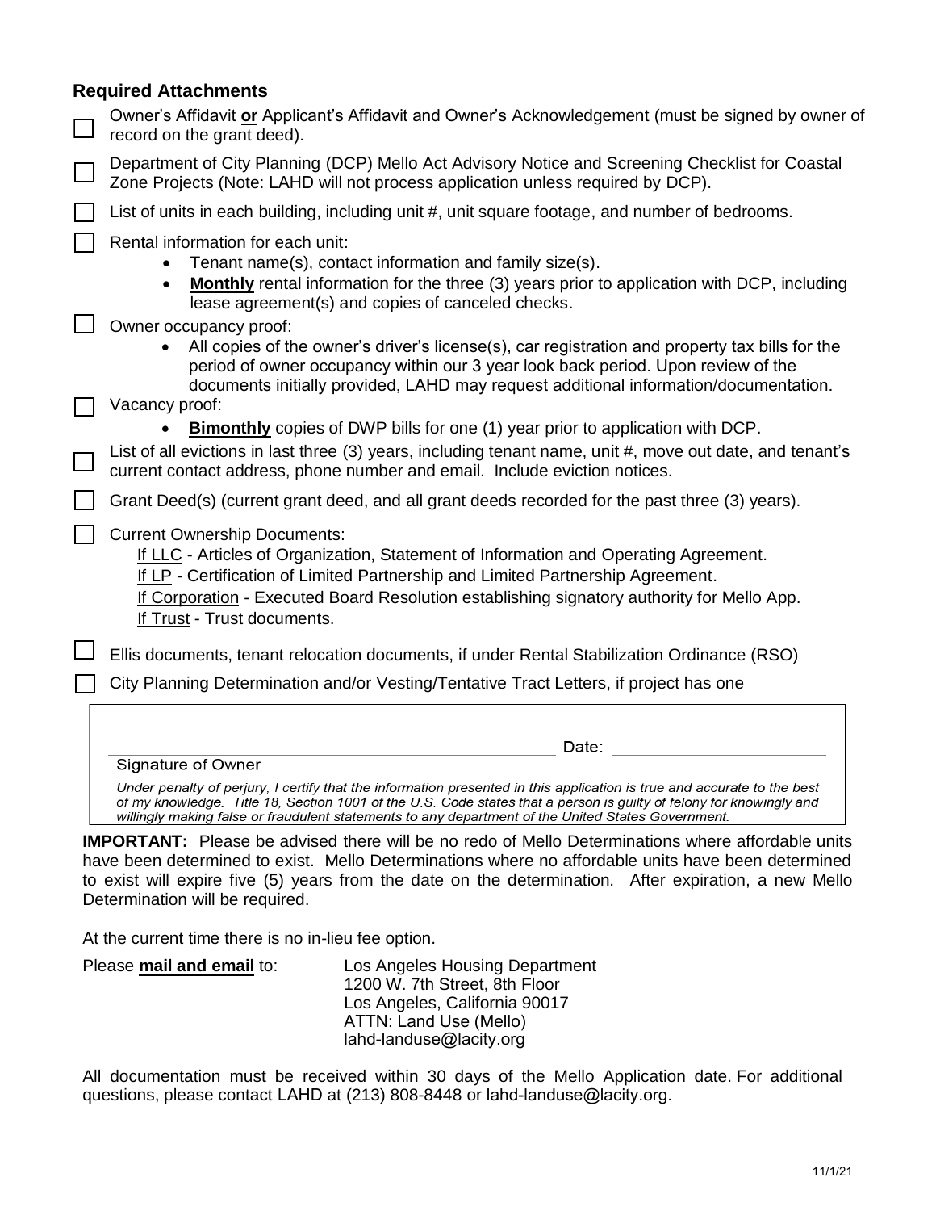## Required Attachments

- [ ] Owner's Affidavit **or** Applicant's Affidavit and Owner's Acknowledgement (must be signed by owner of record on the grant deed).
- [ ] Department of City Planning (DCP) Mello Act Advisory Notice and Screening Checklist for Coastal Zone Projects (Note: LAHD will not process application unless required by DCP).
- [ ] List of units in each building, including unit #, unit square footage, and number of bedrooms.
- [ ] Rental information for each unit:
  - Tenant name(s), contact information and family size(s).
  - **Monthly** rental information for the three (3) years prior to application with DCP, including lease agreement(s) and copies of canceled checks.
- [ ] Owner occupancy proof:
  - All copies of the owner's driver's license(s), car registration and property tax bills for the period of owner occupancy within our 3 year look back period. Upon review of the documents initially provided, LAHD may request additional information/documentation.
- [ ] Vacancy proof:
  - **Bimonthly** copies of DWP bills for one (1) year prior to application with DCP.
- [ ] List of all evictions in last three (3) years, including tenant name, unit #, move out date, and tenant's current contact address, phone number and email. Include eviction notices.
- [ ] Grant Deed(s) (current grant deed, and all grant deeds recorded for the past three (3) years).
- [ ] Current Ownership Documents:
  - If LLC - Articles of Organization, Statement of Information and Operating Agreement.
  - If LP - Certification of Limited Partnership and Limited Partnership Agreement.
  - If Corporation - Executed Board Resolution establishing signatory authority for Mello App.
  - If Trust - Trust documents.
- [ ] Ellis documents, tenant relocation documents, if under Rental Stabilization Ordinance (RSO)
- [ ] City Planning Determination and/or Vesting/Tentative Tract Letters, if project has one

_______________________________________________ Date: ______________________

Signature of Owner

*Under penalty of perjury, I certify that the information presented in this application is true and accurate to the best of my knowledge. Title 18, Section 1001 of the U.S. Code states that a person is guilty of felony for knowingly and willingly making false or fraudulent statements to any department of the United States Government.*

**IMPORTANT:** Please be advised there will be no redo of Mello Determinations where affordable units have been determined to exist. Mello Determinations where no affordable units have been determined to exist will expire five (5) years from the date on the determination. After expiration, a new Mello Determination will be required.

At the current time there is no in-lieu fee option.

Please **mail and email** to:

Los Angeles Housing Department
1200 W. 7th Street, 8th Floor
Los Angeles, California 90017
ATTN: Land Use (Mello)
lahd-landuse@lacity.org

All documentation must be received within 30 days of the Mello Application date. For additional questions, please contact LAHD at (213) 808-8448 or lahd-landuse@lacity.org.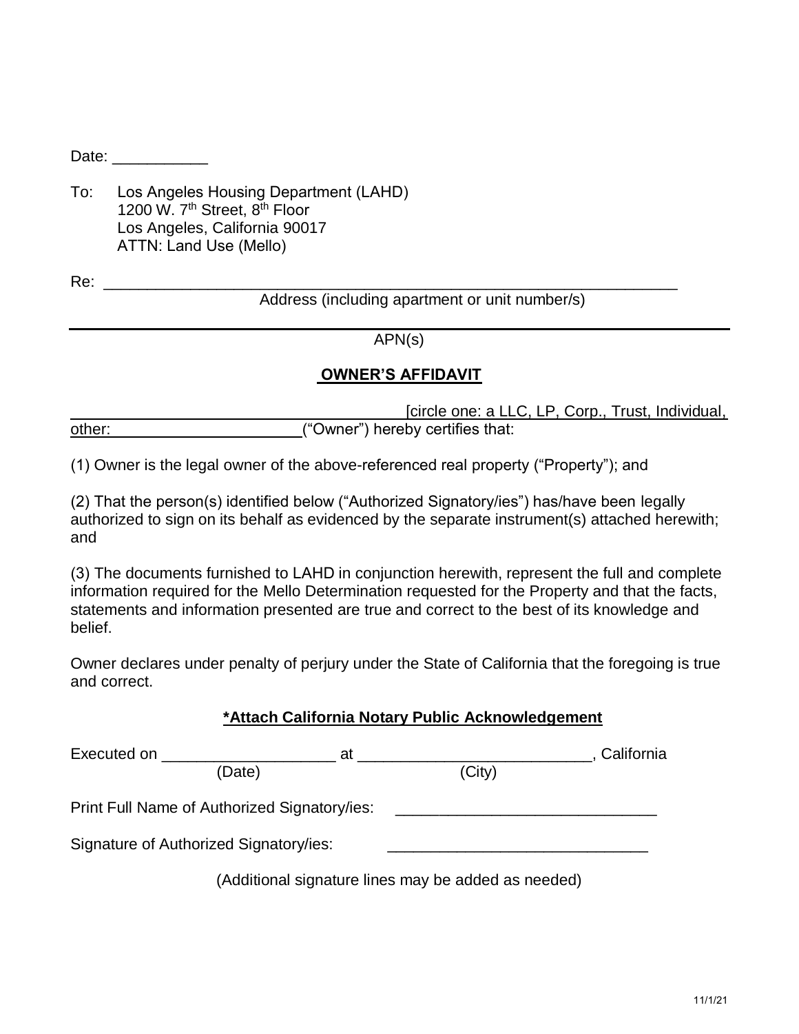Date: ___________

To: Los Angeles Housing Department (LAHD)
1200 W. 7th Street, 8th Floor
Los Angeles, California 90017
ATTN: Land Use (Mello)

Re: ____________________________________________________________________
Address (including apartment or unit number/s)

____________________________________________________________________
APN(s)

## OWNER'S AFFIDAVIT

____________________________________ [circle one: a LLC, LP, Corp., Trust, Individual, other: ______________________ ("Owner") hereby certifies that:

(1) Owner is the legal owner of the above-referenced real property ("Property"); and

(2) That the person(s) identified below ("Authorized Signatory/ies") has/have been legally authorized to sign on its behalf as evidenced by the separate instrument(s) attached herewith; and

(3) The documents furnished to LAHD in conjunction herewith, represent the full and complete information required for the Mello Determination requested for the Property and that the facts, statements and information presented are true and correct to the best of its knowledge and belief.

Owner declares under penalty of perjury under the State of California that the foregoing is true and correct.

**\*Attach California Notary Public Acknowledgement**

Executed on ____________________ at ___________________________, California
(Date) (City)

Print Full Name of Authorized Signatory/ies: ______________________________

Signature of Authorized Signatory/ies: ______________________________

(Additional signature lines may be added as needed)

11/1/21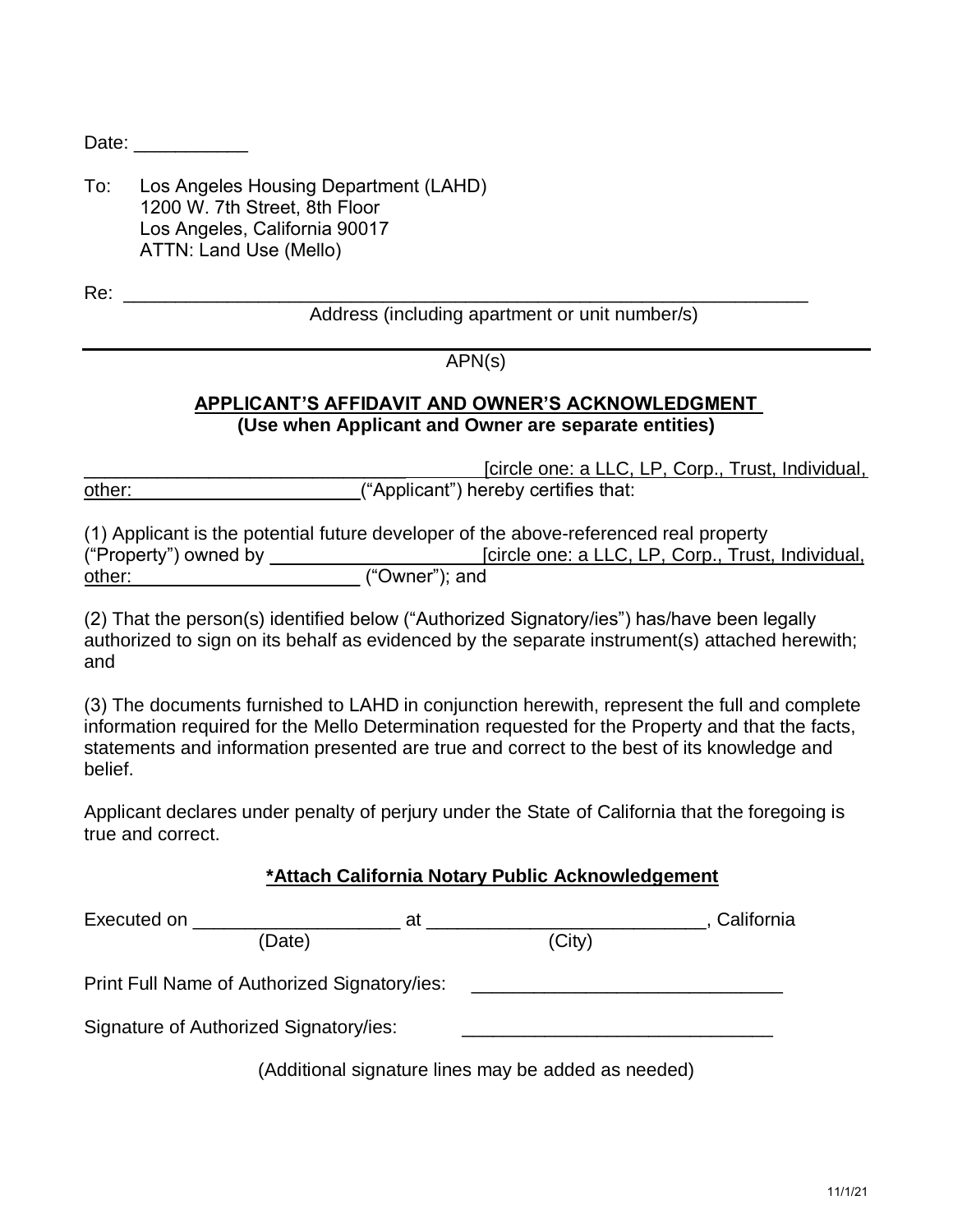Date: \_\_\_\_\_\_\_\_\_\_\_

To: Los Angeles Housing Department (LAHD)
1200 W. 7th Street, 8th Floor
Los Angeles, California 90017
ATTN: Land Use (Mello)

Re: \_\_\_\_\_\_\_\_\_\_\_\_\_\_\_\_\_\_\_\_\_\_\_\_\_\_\_\_\_\_\_\_\_\_\_\_\_\_\_\_\_\_\_\_\_\_\_\_\_\_\_\_\_\_\_\_\_\_\_\_\_\_\_
Address (including apartment or unit number/s)

\_\_\_\_\_\_\_\_\_\_\_\_\_\_\_\_\_\_\_\_\_\_\_\_\_\_\_\_\_\_\_\_\_\_\_\_\_\_\_\_\_\_\_\_\_\_\_\_\_\_\_\_\_\_\_\_\_\_\_\_\_\_\_\_\_\_\_\_\_
APN(s)

**APPLICANT'S AFFIDAVIT AND OWNER'S ACKNOWLEDGMENT**
**(Use when Applicant and Owner are separate entities)**

\_\_\_\_\_\_\_\_\_\_\_\_\_\_\_\_\_\_\_\_\_\_\_\_\_\_\_\_\_\_\_\_\_\_\_\_\_\_\_\_ [circle one: a LLC, LP, Corp., Trust, Individual, other: \_\_\_\_\_\_\_\_\_\_\_\_\_\_\_\_\_\_\_\_\_\_\_\_("Applicant") hereby certifies that:

(1) Applicant is the potential future developer of the above-referenced real property ("Property") owned by \_\_\_\_\_\_\_\_\_\_\_\_\_\_\_\_\_\_\_\_\_\_ [circle one: a LLC, LP, Corp., Trust, Individual, other: \_\_\_\_\_\_\_\_\_\_\_\_\_\_\_\_\_\_\_\_\_\_\_ ("Owner"); and

(2) That the person(s) identified below ("Authorized Signatory/ies") has/have been legally authorized to sign on its behalf as evidenced by the separate instrument(s) attached herewith; and

(3) The documents furnished to LAHD in conjunction herewith, represent the full and complete information required for the Mello Determination requested for the Property and that the facts, statements and information presented are true and correct to the best of its knowledge and belief.

Applicant declares under penalty of perjury under the State of California that the foregoing is true and correct.

**\*Attach California Notary Public Acknowledgement**

Executed on \_\_\_\_\_\_\_\_\_\_\_\_\_\_\_\_\_\_\_\_ at \_\_\_\_\_\_\_\_\_\_\_\_\_\_\_\_\_\_\_\_\_\_\_\_\_\_\_, California
(Date) (City)

Print Full Name of Authorized Signatory/ies: \_\_\_\_\_\_\_\_\_\_\_\_\_\_\_\_\_\_\_\_\_\_\_\_\_\_\_\_\_\_

Signature of Authorized Signatory/ies: \_\_\_\_\_\_\_\_\_\_\_\_\_\_\_\_\_\_\_\_\_\_\_\_\_\_\_\_\_\_

(Additional signature lines may be added as needed)

11/1/21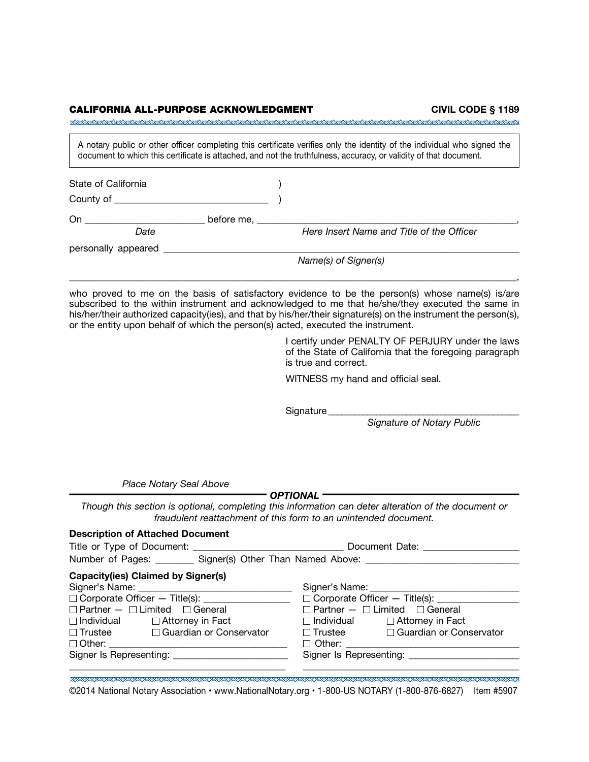**CALIFORNIA ALL-PURPOSE ACKNOWLEDGMENT** **CIVIL CODE § 1189**

> A notary public or other officer completing this certificate verifies only the identity of the individual who signed the document to which this certificate is attached, and not the truthfulness, accuracy, or validity of that document.

State of California )
County of ______________________________ )

On _______________________ before me, _____________________________________________________,
*Date* *Here Insert Name and Title of the Officer*

personally appeared ____________________________________________________________________
*Name(s) of Signer(s)*

_____________________________________________________________________________________________,

who proved to me on the basis of satisfactory evidence to be the person(s) whose name(s) is/are subscribed to the within instrument and acknowledged to me that he/she/they executed the same in his/her/their authorized capacity(ies), and that by his/her/their signature(s) on the instrument the person(s), or the entity upon behalf of which the person(s) acted, executed the instrument.

I certify under PENALTY OF PERJURY under the laws of the State of California that the foregoing paragraph is true and correct.

WITNESS my hand and official seal.

Signature _____________________________________
*Signature of Notary Public*

*Place Notary Seal Above*

---

***OPTIONAL***

*Though this section is optional, completing this information can deter alteration of the document or fraudulent reattachment of this form to an unintended document.*

**Description of Attached Document**

Title or Type of Document: _____________________________ Document Date: __________________

Number of Pages: ________ Signer(s) Other Than Named Above: ______________________________

**Capacity(ies) Claimed by Signer(s)**

Signer's Name: _______________________________
☐ Corporate Officer — Title(s): _________________
☐ Partner — ☐ Limited ☐ General
☐ Individual ☐ Attorney in Fact
☐ Trustee ☐ Guardian or Conservator
☐ Other: ___________________________________
Signer Is Representing: ______________________
___________________________________________

Signer's Name: _______________________________
☐ Corporate Officer — Title(s): _________________
☐ Partner — ☐ Limited ☐ General
☐ Individual ☐ Attorney in Fact
☐ Trustee ☐ Guardian or Conservator
☐ Other: ___________________________________
Signer Is Representing: ______________________
___________________________________________

©2014 National Notary Association • www.NationalNotary.org • 1-800-US NOTARY (1-800-876-6827) Item #5907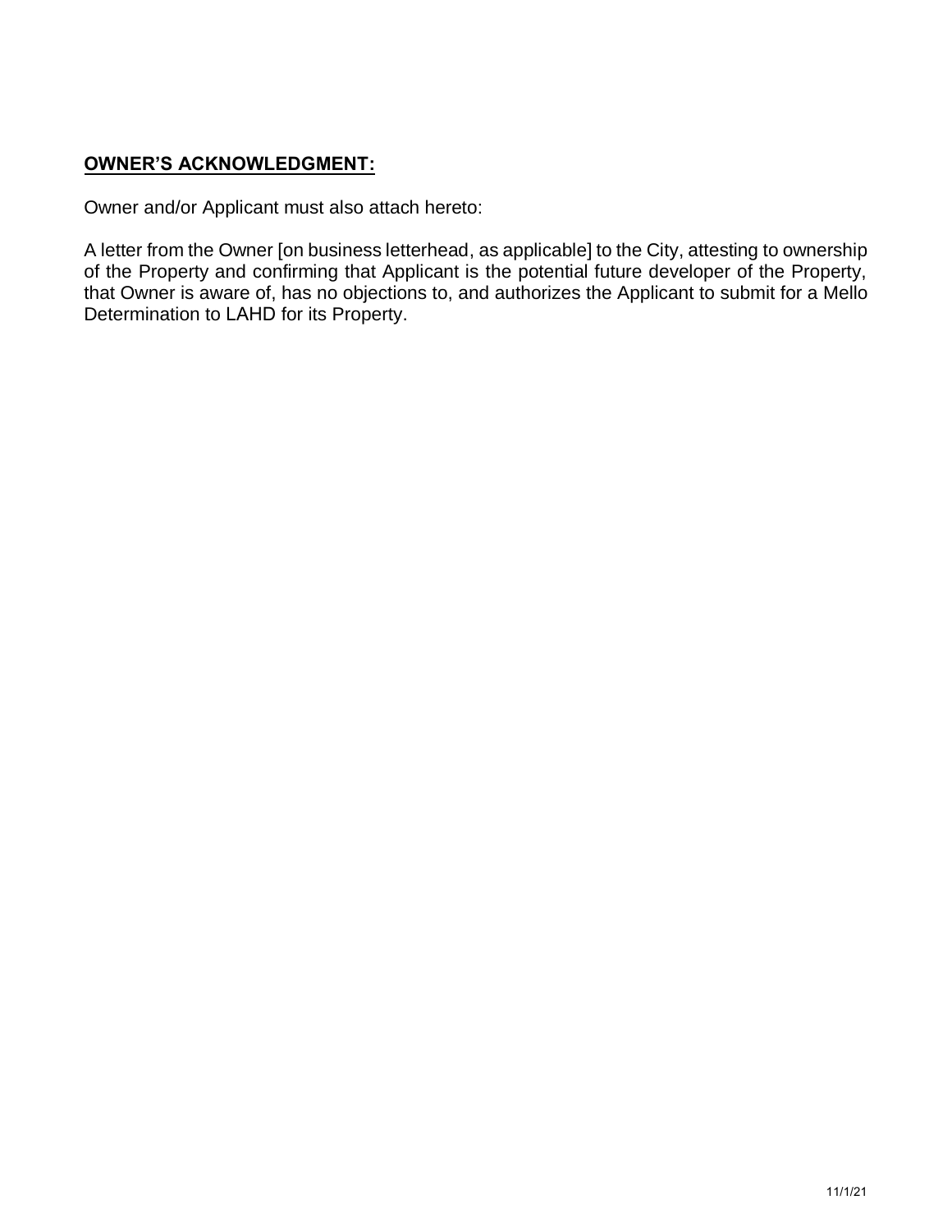**OWNER'S ACKNOWLEDGMENT:**

Owner and/or Applicant must also attach hereto:

A letter from the Owner [on business letterhead, as applicable] to the City, attesting to ownership of the Property and confirming that Applicant is the potential future developer of the Property, that Owner is aware of, has no objections to, and authorizes the Applicant to submit for a Mello Determination to LAHD for its Property.